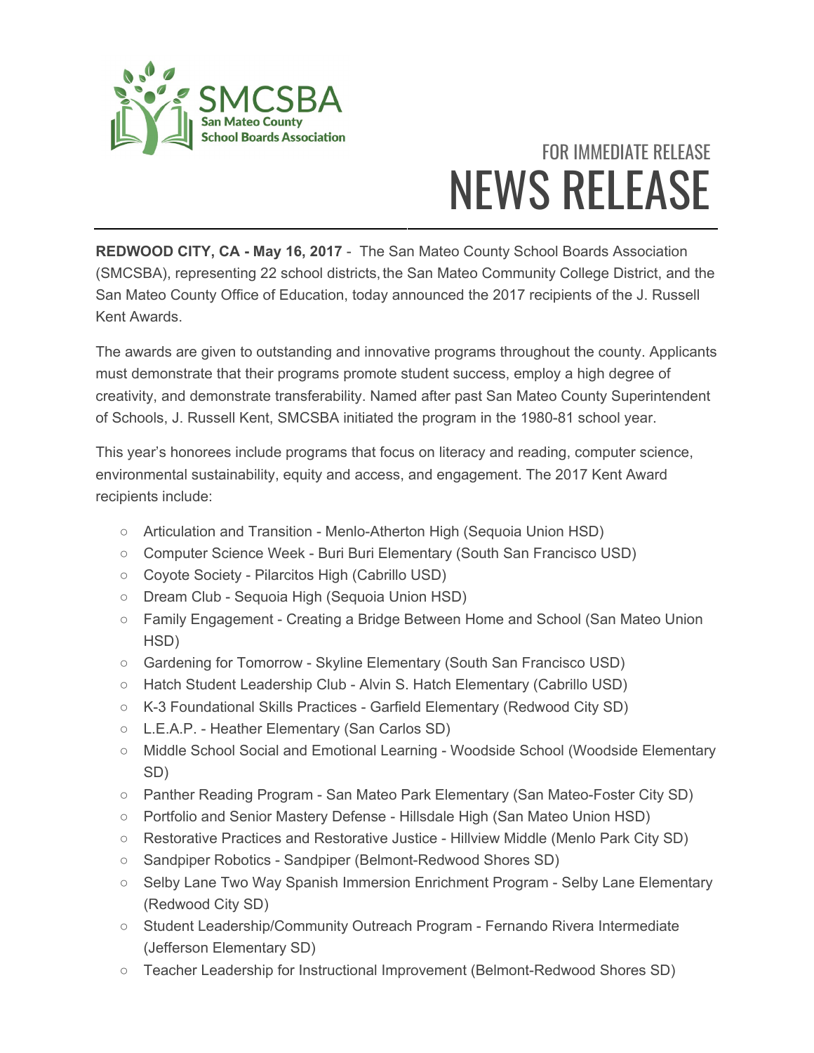SMCSBA
San Mateo County
School Boards Association

FOR IMMEDIATE RELEASE

# NEWS RELEASE

**REDWOOD CITY, CA - May 16, 2017** - The San Mateo County School Boards Association (SMCSBA), representing 22 school districts, the San Mateo Community College District, and the San Mateo County Office of Education, today announced the 2017 recipients of the J. Russell Kent Awards.

The awards are given to outstanding and innovative programs throughout the county. Applicants must demonstrate that their programs promote student success, employ a high degree of creativity, and demonstrate transferability. Named after past San Mateo County Superintendent of Schools, J. Russell Kent, SMCSBA initiated the program in the 1980-81 school year.

This year's honorees include programs that focus on literacy and reading, computer science, environmental sustainability, equity and access, and engagement. The 2017 Kent Award recipients include:

- Articulation and Transition - Menlo-Atherton High (Sequoia Union HSD)
- Computer Science Week - Buri Buri Elementary (South San Francisco USD)
- Coyote Society - Pilarcitos High (Cabrillo USD)
- Dream Club - Sequoia High (Sequoia Union HSD)
- Family Engagement - Creating a Bridge Between Home and School (San Mateo Union HSD)
- Gardening for Tomorrow - Skyline Elementary (South San Francisco USD)
- Hatch Student Leadership Club - Alvin S. Hatch Elementary (Cabrillo USD)
- K-3 Foundational Skills Practices - Garfield Elementary (Redwood City SD)
- L.E.A.P. - Heather Elementary (San Carlos SD)
- Middle School Social and Emotional Learning - Woodside School (Woodside Elementary SD)
- Panther Reading Program - San Mateo Park Elementary (San Mateo-Foster City SD)
- Portfolio and Senior Mastery Defense - Hillsdale High (San Mateo Union HSD)
- Restorative Practices and Restorative Justice - Hillview Middle (Menlo Park City SD)
- Sandpiper Robotics - Sandpiper (Belmont-Redwood Shores SD)
- Selby Lane Two Way Spanish Immersion Enrichment Program - Selby Lane Elementary (Redwood City SD)
- Student Leadership/Community Outreach Program - Fernando Rivera Intermediate (Jefferson Elementary SD)
- Teacher Leadership for Instructional Improvement (Belmont-Redwood Shores SD)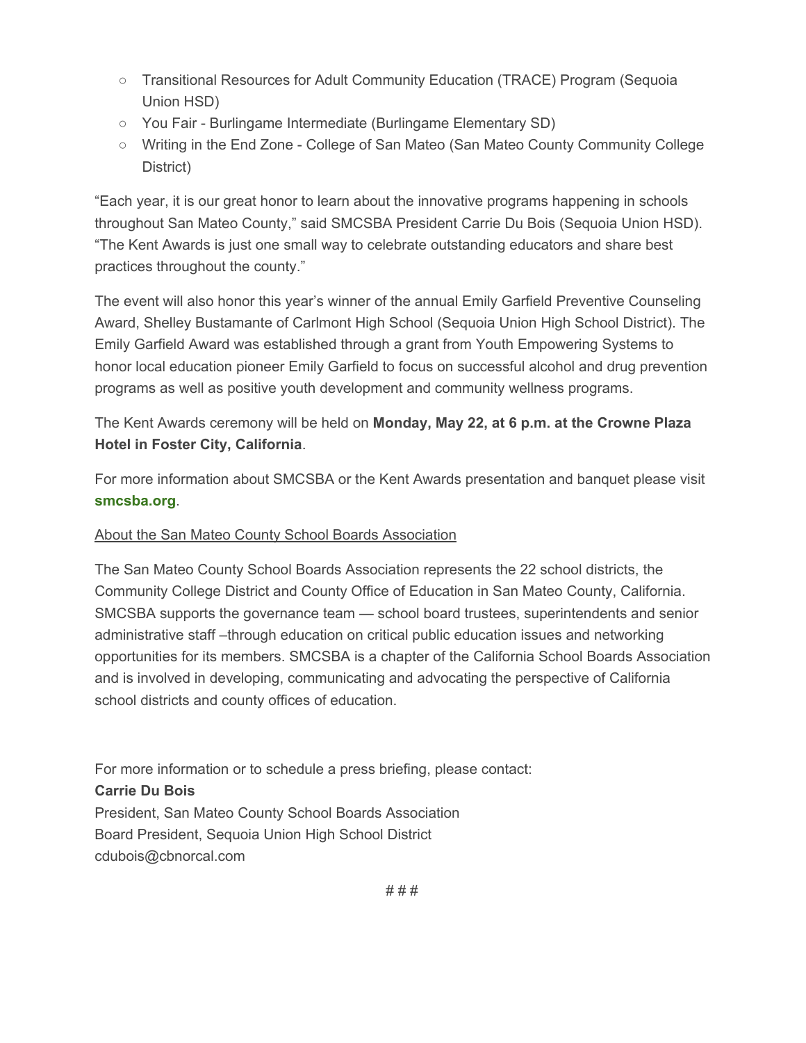- Transitional Resources for Adult Community Education (TRACE) Program (Sequoia Union HSD)
- You Fair - Burlingame Intermediate (Burlingame Elementary SD)
- Writing in the End Zone - College of San Mateo (San Mateo County Community College District)

"Each year, it is our great honor to learn about the innovative programs happening in schools throughout San Mateo County," said SMCSBA President Carrie Du Bois (Sequoia Union HSD). "The Kent Awards is just one small way to celebrate outstanding educators and share best practices throughout the county."

The event will also honor this year's winner of the annual Emily Garfield Preventive Counseling Award, Shelley Bustamante of Carlmont High School (Sequoia Union High School District). The Emily Garfield Award was established through a grant from Youth Empowering Systems to honor local education pioneer Emily Garfield to focus on successful alcohol and drug prevention programs as well as positive youth development and community wellness programs.

The Kent Awards ceremony will be held on **Monday, May 22, at 6 p.m. at the Crowne Plaza Hotel in Foster City, California**.

For more information about SMCSBA or the Kent Awards presentation and banquet please visit **smcsba.org**.

About the San Mateo County School Boards Association

The San Mateo County School Boards Association represents the 22 school districts, the Community College District and County Office of Education in San Mateo County, California. SMCSBA supports the governance team — school board trustees, superintendents and senior administrative staff –through education on critical public education issues and networking opportunities for its members. SMCSBA is a chapter of the California School Boards Association and is involved in developing, communicating and advocating the perspective of California school districts and county offices of education.

For more information or to schedule a press briefing, please contact:
**Carrie Du Bois**
President, San Mateo County School Boards Association
Board President, Sequoia Union High School District
cdubois@cbnorcal.com

# # #